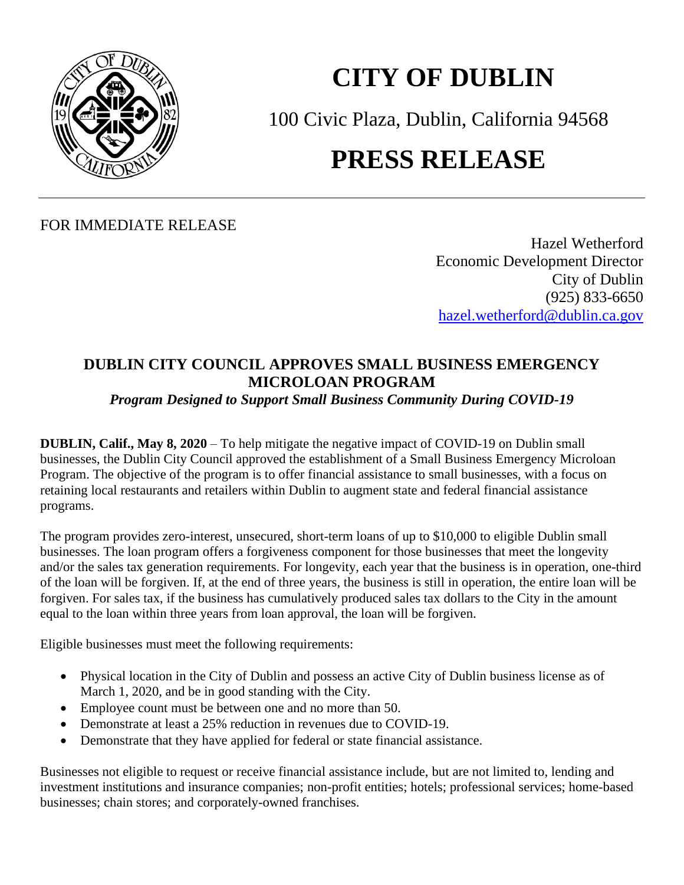# CITY OF DUBLIN

100 Civic Plaza, Dublin, California 94568

# PRESS RELEASE

---

FOR IMMEDIATE RELEASE

Hazel Wetherford
Economic Development Director
City of Dublin
(925) 833-6650
hazel.wetherford@dublin.ca.gov

## DUBLIN CITY COUNCIL APPROVES SMALL BUSINESS EMERGENCY MICROLOAN PROGRAM

***Program Designed to Support Small Business Community During COVID-19***

**DUBLIN, Calif., May 8, 2020** – To help mitigate the negative impact of COVID-19 on Dublin small businesses, the Dublin City Council approved the establishment of a Small Business Emergency Microloan Program. The objective of the program is to offer financial assistance to small businesses, with a focus on retaining local restaurants and retailers within Dublin to augment state and federal financial assistance programs.

The program provides zero-interest, unsecured, short-term loans of up to $10,000 to eligible Dublin small businesses. The loan program offers a forgiveness component for those businesses that meet the longevity and/or the sales tax generation requirements. For longevity, each year that the business is in operation, one-third of the loan will be forgiven. If, at the end of three years, the business is still in operation, the entire loan will be forgiven. For sales tax, if the business has cumulatively produced sales tax dollars to the City in the amount equal to the loan within three years from loan approval, the loan will be forgiven.

Eligible businesses must meet the following requirements:

- Physical location in the City of Dublin and possess an active City of Dublin business license as of March 1, 2020, and be in good standing with the City.
- Employee count must be between one and no more than 50.
- Demonstrate at least a 25% reduction in revenues due to COVID-19.
- Demonstrate that they have applied for federal or state financial assistance.

Businesses not eligible to request or receive financial assistance include, but are not limited to, lending and investment institutions and insurance companies; non-profit entities; hotels; professional services; home-based businesses; chain stores; and corporately-owned franchises.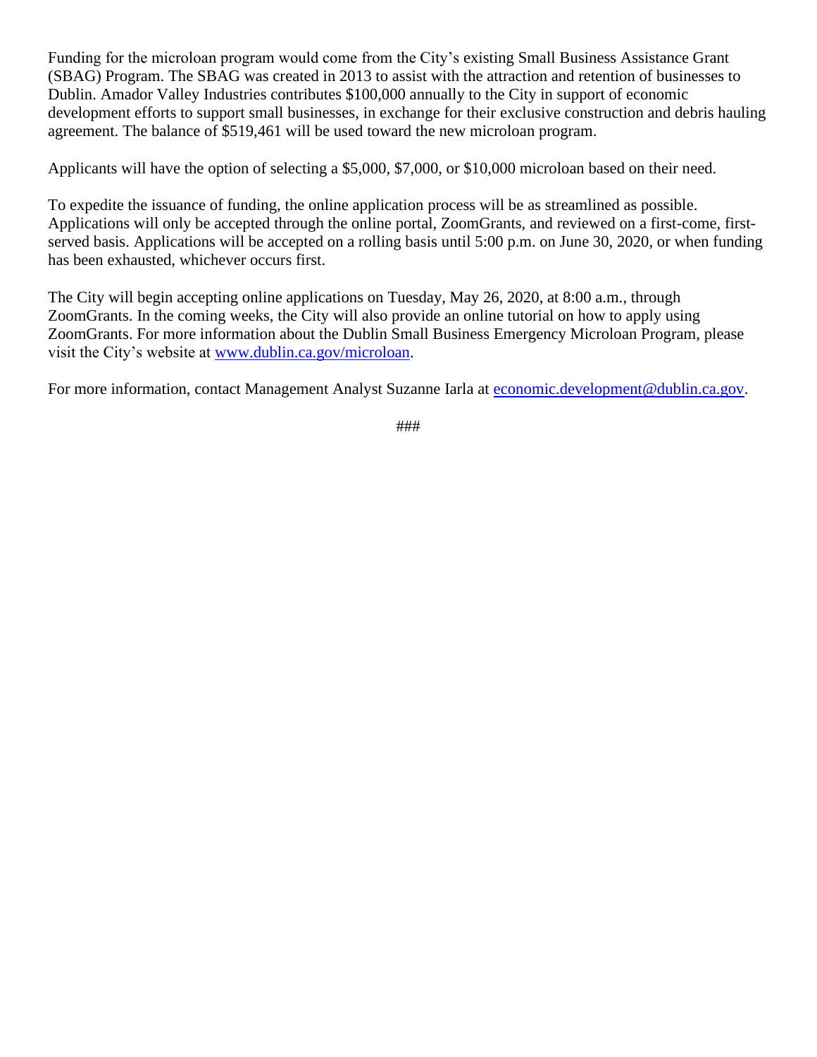Funding for the microloan program would come from the City's existing Small Business Assistance Grant (SBAG) Program. The SBAG was created in 2013 to assist with the attraction and retention of businesses to Dublin. Amador Valley Industries contributes $100,000 annually to the City in support of economic development efforts to support small businesses, in exchange for their exclusive construction and debris hauling agreement. The balance of $519,461 will be used toward the new microloan program.

Applicants will have the option of selecting a $5,000, $7,000, or $10,000 microloan based on their need.

To expedite the issuance of funding, the online application process will be as streamlined as possible. Applications will only be accepted through the online portal, ZoomGrants, and reviewed on a first-come, first-served basis. Applications will be accepted on a rolling basis until 5:00 p.m. on June 30, 2020, or when funding has been exhausted, whichever occurs first.

The City will begin accepting online applications on Tuesday, May 26, 2020, at 8:00 a.m., through ZoomGrants. In the coming weeks, the City will also provide an online tutorial on how to apply using ZoomGrants. For more information about the Dublin Small Business Emergency Microloan Program, please visit the City's website at www.dublin.ca.gov/microloan.

For more information, contact Management Analyst Suzanne Iarla at economic.development@dublin.ca.gov.

###